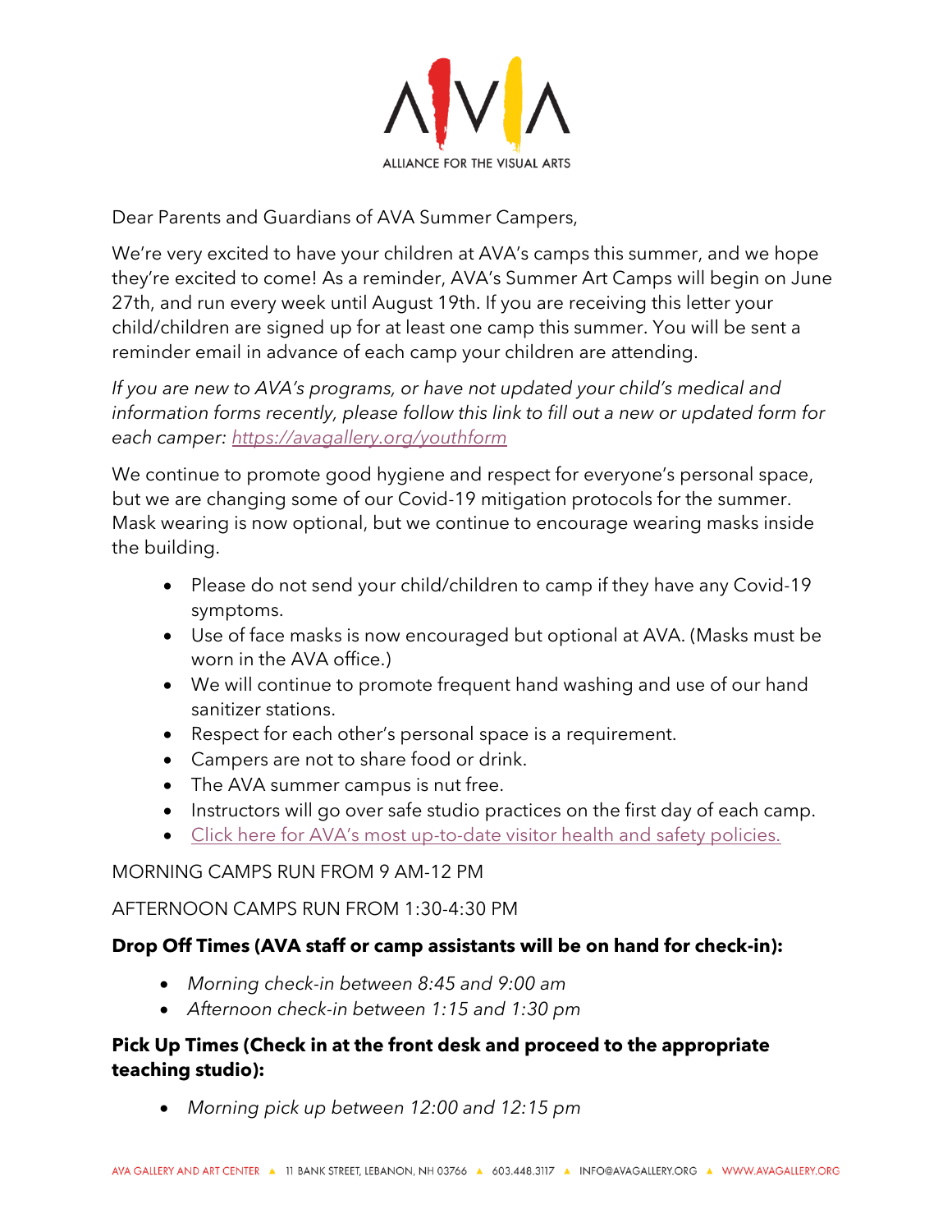ALLIANCE FOR THE VISUAL ARTS

Dear Parents and Guardians of AVA Summer Campers,

We're very excited to have your children at AVA's camps this summer, and we hope they're excited to come! As a reminder, AVA's Summer Art Camps will begin on June 27th, and run every week until August 19th. If you are receiving this letter your child/children are signed up for at least one camp this summer. You will be sent a reminder email in advance of each camp your children are attending.

*If you are new to AVA's programs, or have not updated your child's medical and information forms recently, please follow this link to fill out a new or updated form for each camper: [https://avagallery.org/youthform](https://avagallery.org/youthform)*

We continue to promote good hygiene and respect for everyone's personal space, but we are changing some of our Covid-19 mitigation protocols for the summer. Mask wearing is now optional, but we continue to encourage wearing masks inside the building.

- Please do not send your child/children to camp if they have any Covid-19 symptoms.
- Use of face masks is now encouraged but optional at AVA. (Masks must be worn in the AVA office.)
- We will continue to promote frequent hand washing and use of our hand sanitizer stations.
- Respect for each other's personal space is a requirement.
- Campers are not to share food or drink.
- The AVA summer campus is nut free.
- Instructors will go over safe studio practices on the first day of each camp.
- Click here for AVA's most up-to-date visitor health and safety policies.

MORNING CAMPS RUN FROM 9 AM-12 PM

AFTERNOON CAMPS RUN FROM 1:30-4:30 PM

**Drop Off Times (AVA staff or camp assistants will be on hand for check-in):**

- *Morning check-in between 8:45 and 9:00 am*
- *Afternoon check-in between 1:15 and 1:30 pm*

**Pick Up Times (Check in at the front desk and proceed to the appropriate teaching studio):**

- *Morning pick up between 12:00 and 12:15 pm*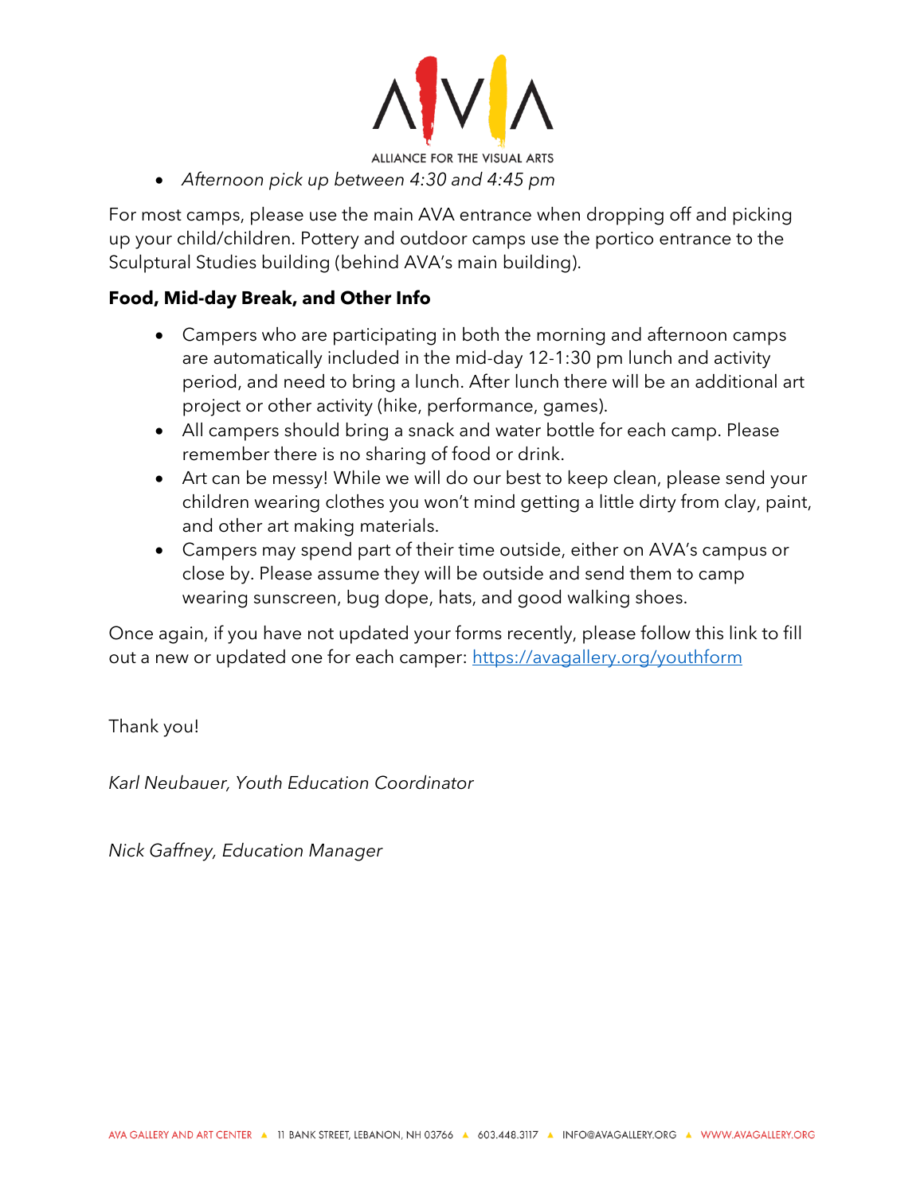- *Afternoon pick up between 4:30 and 4:45 pm*

For most camps, please use the main AVA entrance when dropping off and picking up your child/children. Pottery and outdoor camps use the portico entrance to the Sculptural Studies building (behind AVA's main building).

**Food, Mid-day Break, and Other Info**

- Campers who are participating in both the morning and afternoon camps are automatically included in the mid-day 12-1:30 pm lunch and activity period, and need to bring a lunch. After lunch there will be an additional art project or other activity (hike, performance, games).
- All campers should bring a snack and water bottle for each camp. Please remember there is no sharing of food or drink.
- Art can be messy! While we will do our best to keep clean, please send your children wearing clothes you won't mind getting a little dirty from clay, paint, and other art making materials.
- Campers may spend part of their time outside, either on AVA's campus or close by. Please assume they will be outside and send them to camp wearing sunscreen, bug dope, hats, and good walking shoes.

Once again, if you have not updated your forms recently, please follow this link to fill out a new or updated one for each camper: https://avagallery.org/youthform

Thank you!

*Karl Neubauer, Youth Education Coordinator*

*Nick Gaffney, Education Manager*